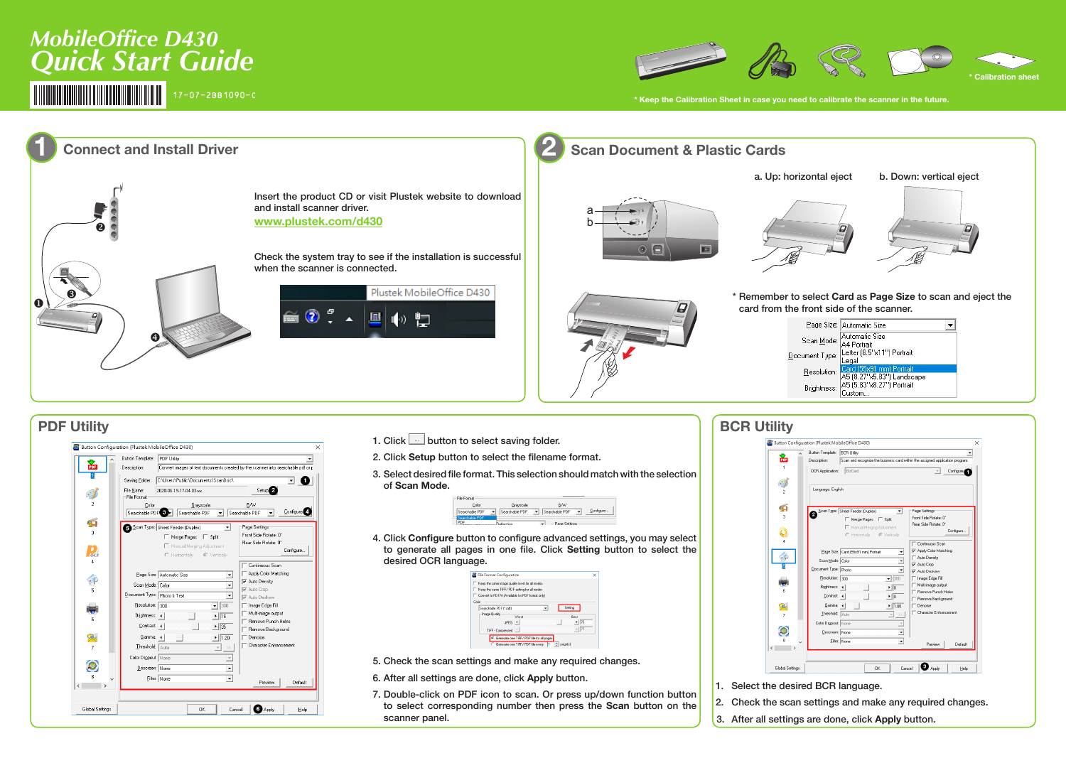# MobileOffice D430
# Quick Start Guide

17-07-2BB1090-C

* Calibration sheet

* Keep the Calibration Sheet in case you need to calibrate the scanner in the future.

## 1 Connect and Install Driver

Insert the product CD or visit Plustek website to download and install scanner driver.
www.plustek.com/d430

Check the system tray to see if the installation is successful when the scanner is connected.

Plustek MobileOffice D430

## 2 Scan Document & Plastic Cards

a. Up: horizontal eject

b. Down: vertical eject

* Remember to select **Card** as **Page Size** to scan and eject the card from the front side of the scanner.

## PDF Utility

1. Click button to select saving folder.
2. Click **Setup** button to select the filename format.
3. Select desired file format. This selection should match with the selection of **Scan Mode**.
4. Click **Configure** button to configure advanced settings, you may select to generate all pages in one file. Click **Setting** button to select the desired OCR language.
5. Check the scan settings and make any required changes.
6. After all settings are done, click **Apply** button.
7. Double-click on PDF icon to scan. Or press up/down function button to select corresponding number then press the **Scan** button on the scanner panel.

## BCR Utility

1. Select the desired BCR language.
2. Check the scan settings and make any required changes.
3. After all settings are done, click **Apply** button.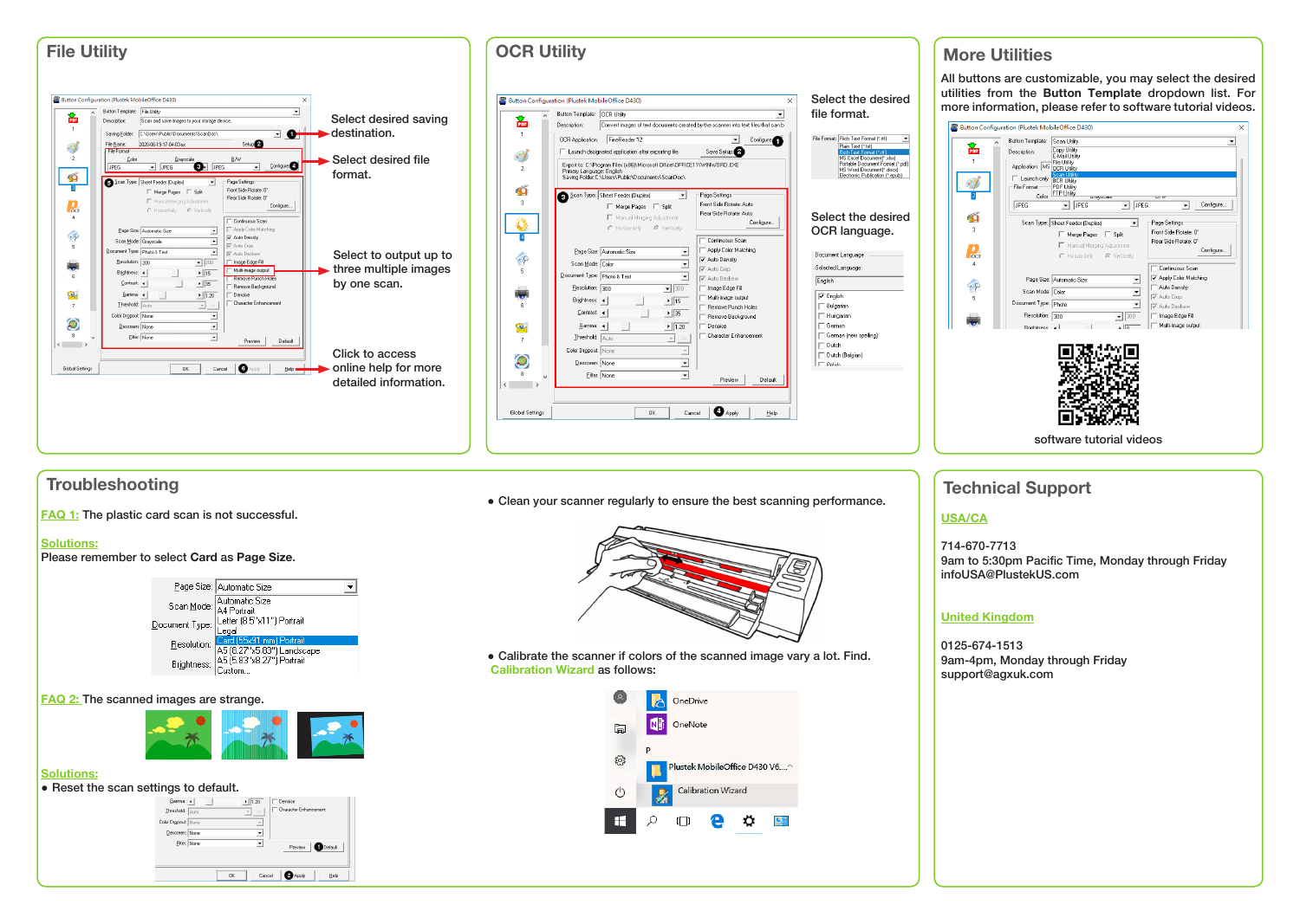## File Utility

Select desired saving destination.

Select desired file format.

Select to output up to three multiple images by one scan.

Click to access online help for more detailed information.

## OCR Utility

Select the desired file format.

Select the desired OCR language.

## More Utilities

All buttons are customizable, you may select the desired utilities from the **Button Template** dropdown list. For more information, please refer to software tutorial videos.

software tutorial videos

## Troubleshooting

FAQ 1: The plastic card scan is not successful.

Solutions:
Please remember to select **Card** as **Page Size**.

FAQ 2: The scanned images are strange.

Solutions:

- Reset the scan settings to default.

- Clean your scanner regularly to ensure the best scanning performance.

- Calibrate the scanner if colors of the scanned image vary a lot. Find. Calibration Wizard as follows:

## Technical Support

USA/CA

714-670-7713
9am to 5:30pm Pacific Time, Monday through Friday
infoUSA@PlustekUS.com

United Kingdom

0125-674-1513
9am-4pm, Monday through Friday
support@agxuk.com